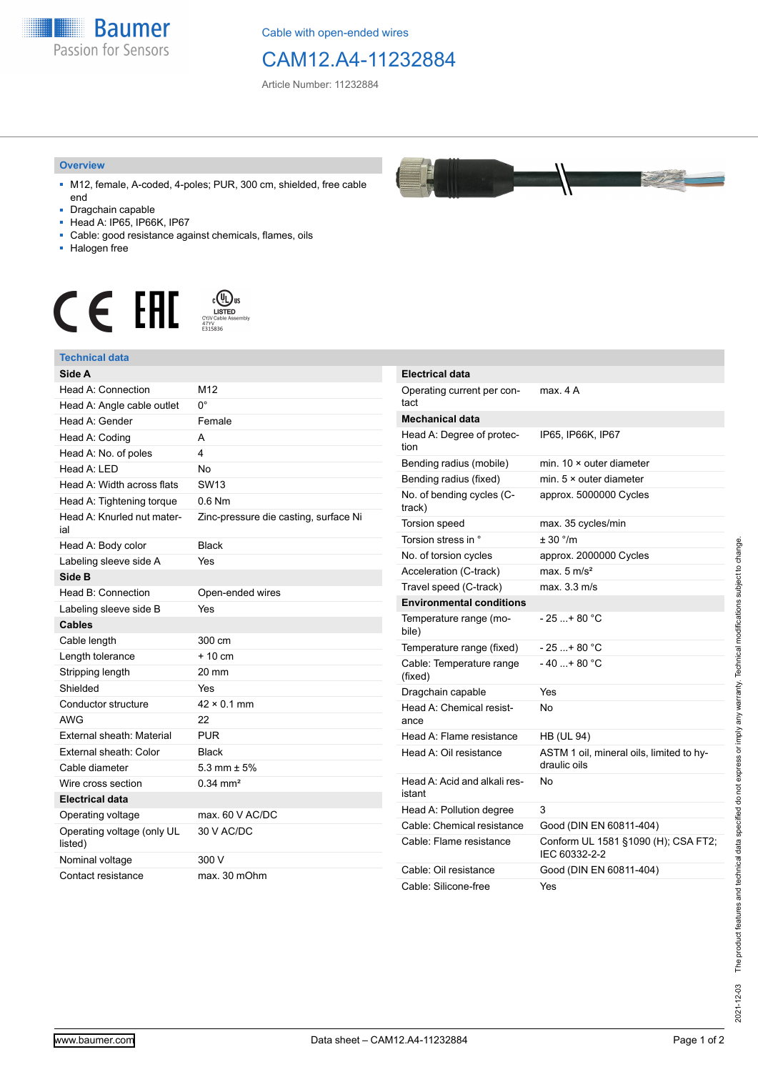Cable with open-ended wires

# CAM12.A4-11232884

Article Number: 11232884

## Overview

- M12, female, A-coded, 4-poles; PUR, 300 cm, shielded, free cable end
- Dragchain capable
- Head A: IP65, IP66K, IP67
- Cable: good resistance against chemicals, flames, oils
- Halogen free

## Technical data

| **Side A** | |
|---|---|
| Head A: Connection | M12 |
| Head A: Angle cable outlet | 0° |
| Head A: Gender | Female |
| Head A: Coding | A |
| Head A: No. of poles | 4 |
| Head A: LED | No |
| Head A: Width across flats | SW13 |
| Head A: Tightening torque | 0.6 Nm |
| Head A: Knurled nut material | Zinc-pressure die casting, surface Ni |
| Head A: Body color | Black |
| Labeling sleeve side A | Yes |
| **Side B** | |
| Head B: Connection | Open-ended wires |
| Labeling sleeve side B | Yes |
| **Cables** | |
| Cable length | 300 cm |
| Length tolerance | + 10 cm |
| Stripping length | 20 mm |
| Shielded | Yes |
| Conductor structure | 42 × 0.1 mm |
| AWG | 22 |
| External sheath: Material | PUR |
| External sheath: Color | Black |
| Cable diameter | 5.3 mm ± 5% |
| Wire cross section | 0.34 mm² |
| **Electrical data** | |
| Operating voltage | max. 60 V AC/DC |
| Operating voltage (only UL listed) | 30 V AC/DC |
| Nominal voltage | 300 V |
| Contact resistance | max. 30 mOhm |

| **Electrical data** | |
|---|---|
| Operating current per contact | max. 4 A |
| **Mechanical data** | |
| Head A: Degree of protection | IP65, IP66K, IP67 |
| Bending radius (mobile) | min. 10 × outer diameter |
| Bending radius (fixed) | min. 5 × outer diameter |
| No. of bending cycles (C-track) | approx. 5000000 Cycles |
| Torsion speed | max. 35 cycles/min |
| Torsion stress in ° | ± 30 °/m |
| No. of torsion cycles | approx. 2000000 Cycles |
| Acceleration (C-track) | max. 5 m/s² |
| Travel speed (C-track) | max. 3.3 m/s |
| **Environmental conditions** | |
| Temperature range (mobile) | - 25 ...+ 80 °C |
| Temperature range (fixed) | - 25 ...+ 80 °C |
| Cable: Temperature range (fixed) | - 40 ...+ 80 °C |
| Dragchain capable | Yes |
| Head A: Chemical resistance | No |
| Head A: Flame resistance | HB (UL 94) |
| Head A: Oil resistance | ASTM 1 oil, mineral oils, limited to hydraulic oils |
| Head A: Acid and alkali resistant | No |
| Head A: Pollution degree | 3 |
| Cable: Chemical resistance | Good (DIN EN 60811-404) |
| Cable: Flame resistance | Conform UL 1581 §1090 (H); CSA FT2; IEC 60332-2-2 |
| Cable: Oil resistance | Good (DIN EN 60811-404) |
| Cable: Silicone-free | Yes |

2021-12-03 The product features and technical data specified do not express or imply any warranty. Technical modifications subject to change.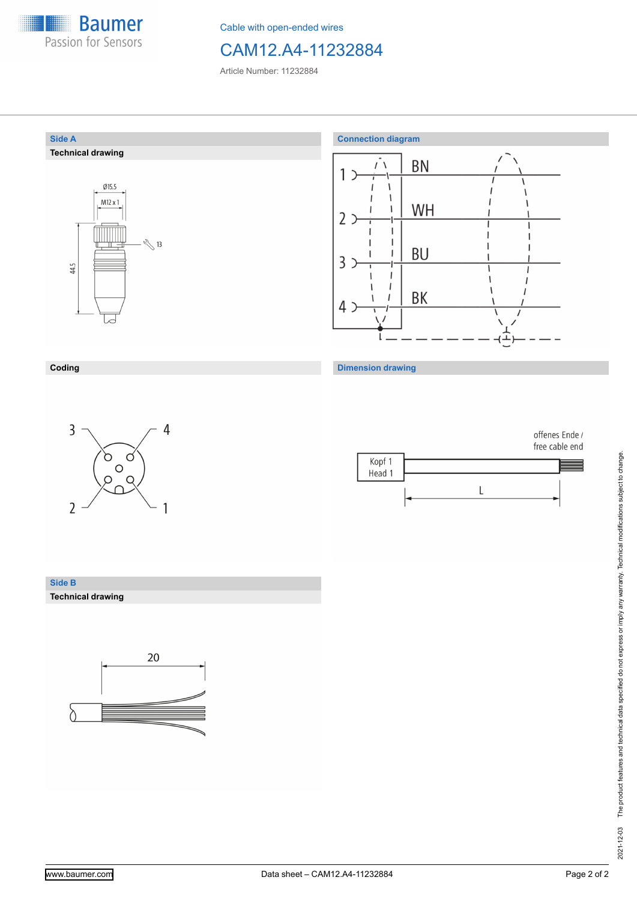Cable with open-ended wires

# CAM12.A4-11232884

Article Number: 11232884

## Side A

### Technical drawing

Ø15.5

M12 x 1

13

44.5

## Connection diagram

1 BN

2 WH

3 BU

4 BK

### Coding

3 4

2 1

## Dimension drawing

offenes Ende / free cable end

Kopf 1 Head 1

L

## Side B

### Technical drawing

20

The product features and technical data specified do not express or imply any warranty. Technical modifications subject to change.

2021-12-03

www.baumer.com

Data sheet – CAM12.A4-11232884